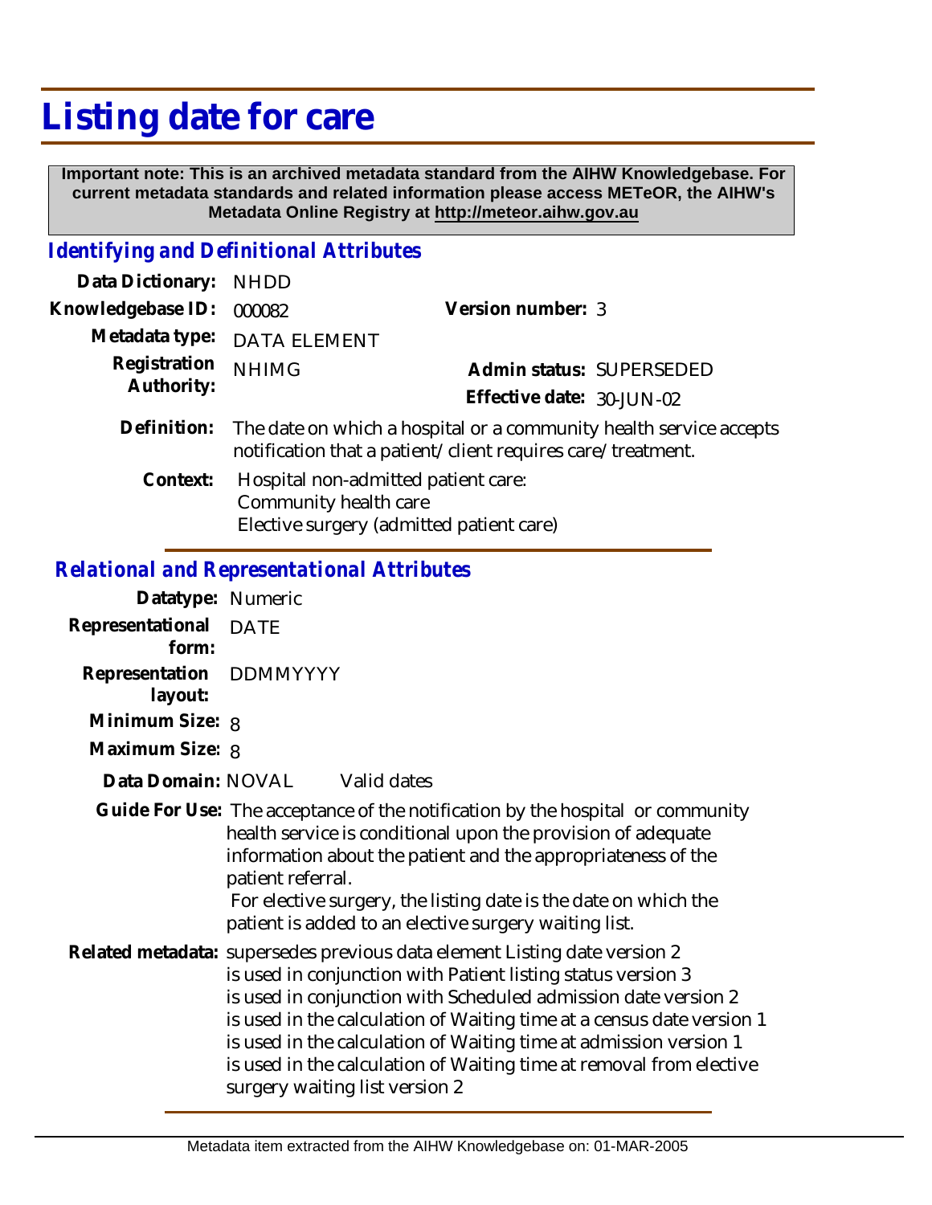# Listing date for care

**Important note: This is an archived metadata standard from the AIHW Knowledgebase. For current metadata standards and related information please access METeOR, the AIHW's Metadata Online Registry at http://meteor.aihw.gov.au**

## *Identifying and Definitional Attributes*

**Data Dictionary:** NHDD

**Knowledgebase ID:** 000082

**Version number:** 3

**Metadata type:** DATA ELEMENT

**Registration Authority:** NHIMG

**Admin status:** SUPERSEDED

**Effective date:** 30-JUN-02

**Definition:** The date on which a hospital or a community health service accepts notification that a patient/client requires care/treatment.

**Context:** Hospital non-admitted patient care:
Community health care
Elective surgery (admitted patient care)

## *Relational and Representational Attributes*

**Datatype:** Numeric

**Representational form:** DATE

**Representation layout:** DDMMYYYY

**Minimum Size:** 8

**Maximum Size:** 8

**Data Domain:** NOVAL Valid dates

**Guide For Use:** The acceptance of the notification by the hospital or community health service is conditional upon the provision of adequate information about the patient and the appropriateness of the patient referral.
For elective surgery, the listing date is the date on which the patient is added to an elective surgery waiting list.

**Related metadata:** supersedes previous data element Listing date version 2
is used in conjunction with Patient listing status version 3
is used in conjunction with Scheduled admission date version 2
is used in the calculation of Waiting time at a census date version 1
is used in the calculation of Waiting time at admission version 1
is used in the calculation of Waiting time at removal from elective surgery waiting list version 2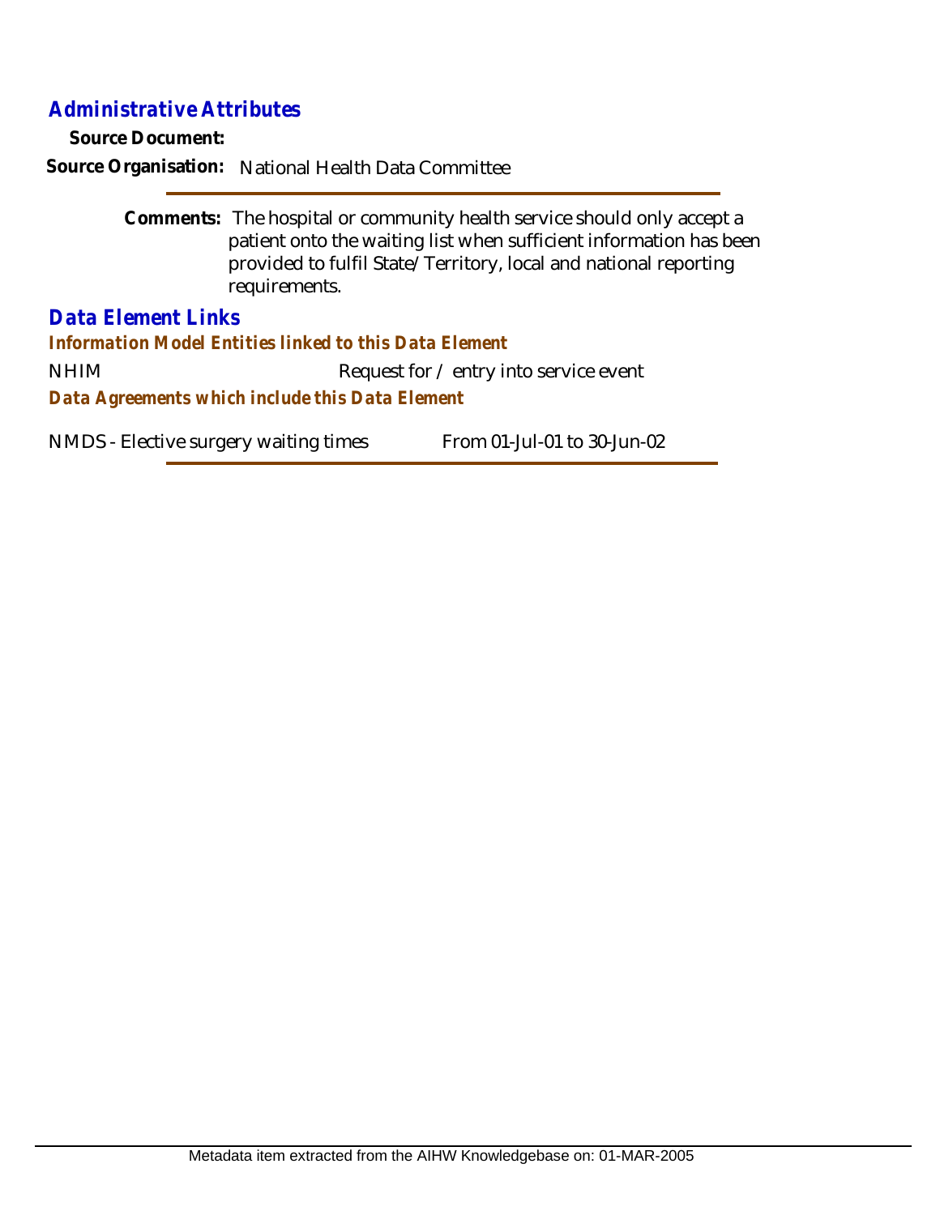## Administrative Attributes

**Source Document:**

**Source Organisation:** National Health Data Committee

**Comments:** The hospital or community health service should only accept a patient onto the waiting list when sufficient information has been provided to fulfil State/Territory, local and national reporting requirements.

## Data Element Links

### Information Model Entities linked to this Data Element

| | |
|---|---|
| NHIM | Request for / entry into service event |

### Data Agreements which include this Data Element

| | |
|---|---|
| NMDS - Elective surgery waiting times | From 01-Jul-01 to 30-Jun-02 |

Metadata item extracted from the AIHW Knowledgebase on: 01-MAR-2005